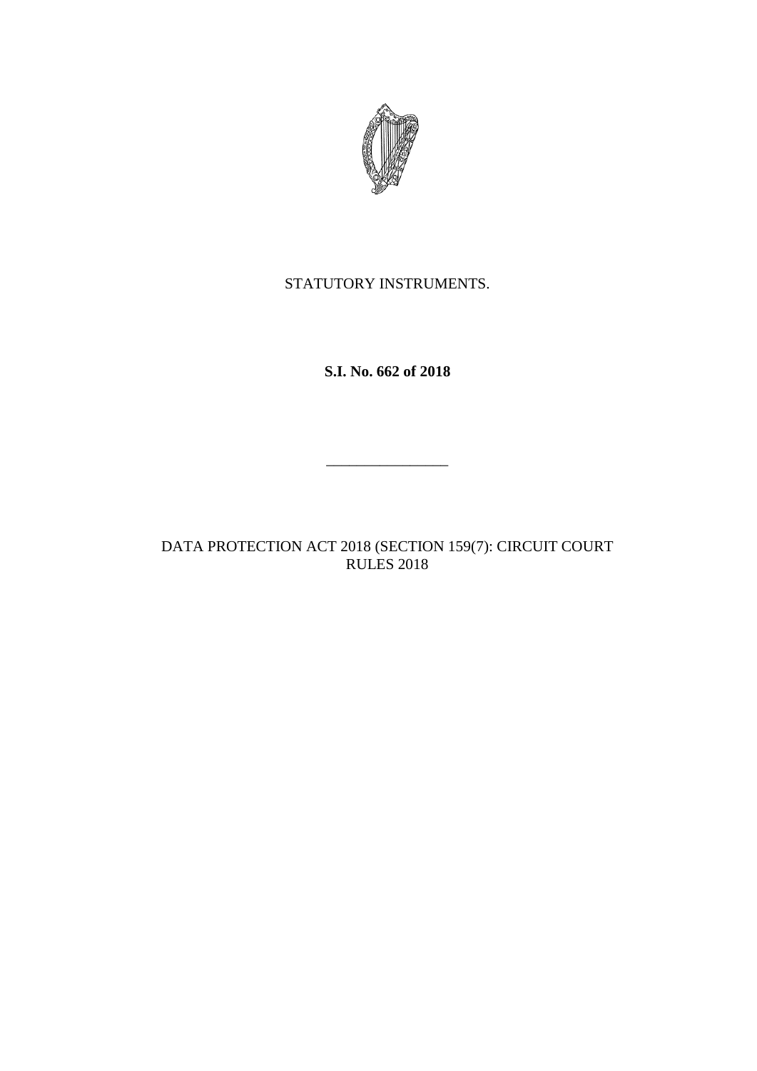STATUTORY INSTRUMENTS.

**S.I. No. 662 of 2018**

---

DATA PROTECTION ACT 2018 (SECTION 159(7): CIRCUIT COURT RULES 2018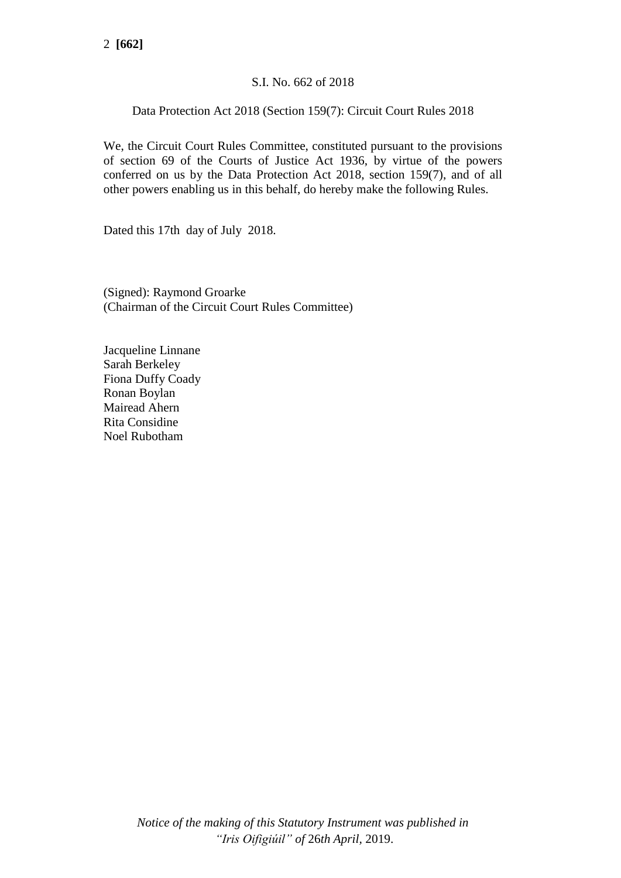S.I. No. 662 of 2018

Data Protection Act 2018 (Section 159(7): Circuit Court Rules 2018

We, the Circuit Court Rules Committee, constituted pursuant to the provisions of section 69 of the Courts of Justice Act 1936, by virtue of the powers conferred on us by the Data Protection Act 2018, section 159(7), and of all other powers enabling us in this behalf, do hereby make the following Rules.

Dated this 17th day of July 2018.

(Signed): Raymond Groarke  
(Chairman of the Circuit Court Rules Committee)

Jacqueline Linnane  
Sarah Berkeley  
Fiona Duffy Coady  
Ronan Boylan  
Mairead Ahern  
Rita Considine  
Noel Rubotham

*Notice of the making of this Statutory Instrument was published in "Iris Oifigiúil" of 26th April, 2019.*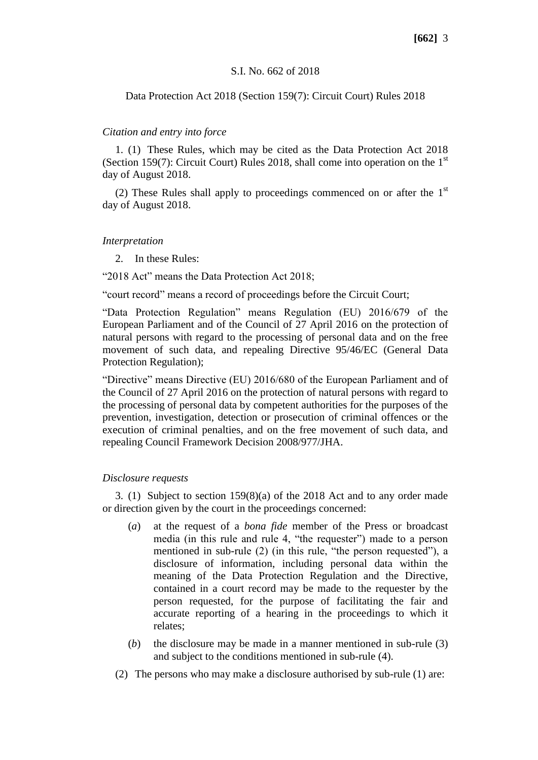S.I. No. 662 of 2018

Data Protection Act 2018 (Section 159(7): Circuit Court) Rules 2018

*Citation and entry into force*

1. (1) These Rules, which may be cited as the Data Protection Act 2018 (Section 159(7): Circuit Court) Rules 2018, shall come into operation on the 1st day of August 2018.

(2) These Rules shall apply to proceedings commenced on or after the 1st day of August 2018.

*Interpretation*

2. In these Rules:

"2018 Act" means the Data Protection Act 2018;

"court record" means a record of proceedings before the Circuit Court;

"Data Protection Regulation" means Regulation (EU) 2016/679 of the European Parliament and of the Council of 27 April 2016 on the protection of natural persons with regard to the processing of personal data and on the free movement of such data, and repealing Directive 95/46/EC (General Data Protection Regulation);

"Directive" means Directive (EU) 2016/680 of the European Parliament and of the Council of 27 April 2016 on the protection of natural persons with regard to the processing of personal data by competent authorities for the purposes of the prevention, investigation, detection or prosecution of criminal offences or the execution of criminal penalties, and on the free movement of such data, and repealing Council Framework Decision 2008/977/JHA.

*Disclosure requests*

3. (1) Subject to section 159(8)(a) of the 2018 Act and to any order made or direction given by the court in the proceedings concerned:

(*a*) at the request of a *bona fide* member of the Press or broadcast media (in this rule and rule 4, "the requester") made to a person mentioned in sub-rule (2) (in this rule, "the person requested"), a disclosure of information, including personal data within the meaning of the Data Protection Regulation and the Directive, contained in a court record may be made to the requester by the person requested, for the purpose of facilitating the fair and accurate reporting of a hearing in the proceedings to which it relates;

(*b*) the disclosure may be made in a manner mentioned in sub-rule (3) and subject to the conditions mentioned in sub-rule (4).

(2) The persons who may make a disclosure authorised by sub-rule (1) are: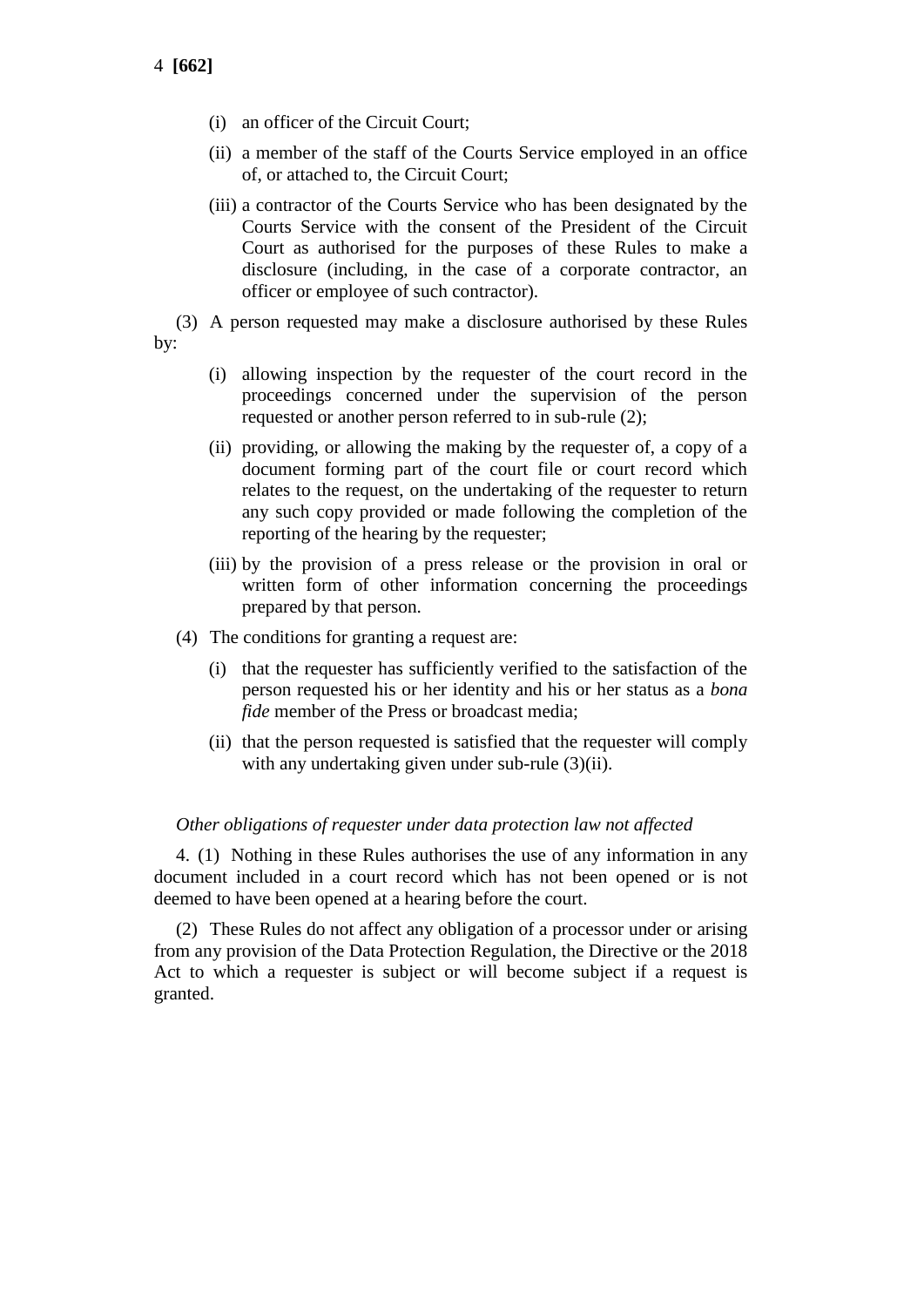(i) an officer of the Circuit Court;

(ii) a member of the staff of the Courts Service employed in an office of, or attached to, the Circuit Court;

(iii) a contractor of the Courts Service who has been designated by the Courts Service with the consent of the President of the Circuit Court as authorised for the purposes of these Rules to make a disclosure (including, in the case of a corporate contractor, an officer or employee of such contractor).

(3) A person requested may make a disclosure authorised by these Rules by:

(i) allowing inspection by the requester of the court record in the proceedings concerned under the supervision of the person requested or another person referred to in sub-rule (2);

(ii) providing, or allowing the making by the requester of, a copy of a document forming part of the court file or court record which relates to the request, on the undertaking of the requester to return any such copy provided or made following the completion of the reporting of the hearing by the requester;

(iii) by the provision of a press release or the provision in oral or written form of other information concerning the proceedings prepared by that person.

(4) The conditions for granting a request are:

(i) that the requester has sufficiently verified to the satisfaction of the person requested his or her identity and his or her status as a *bona fide* member of the Press or broadcast media;

(ii) that the person requested is satisfied that the requester will comply with any undertaking given under sub-rule (3)(ii).

*Other obligations of requester under data protection law not affected*

4. (1) Nothing in these Rules authorises the use of any information in any document included in a court record which has not been opened or is not deemed to have been opened at a hearing before the court.

(2) These Rules do not affect any obligation of a processor under or arising from any provision of the Data Protection Regulation, the Directive or the 2018 Act to which a requester is subject or will become subject if a request is granted.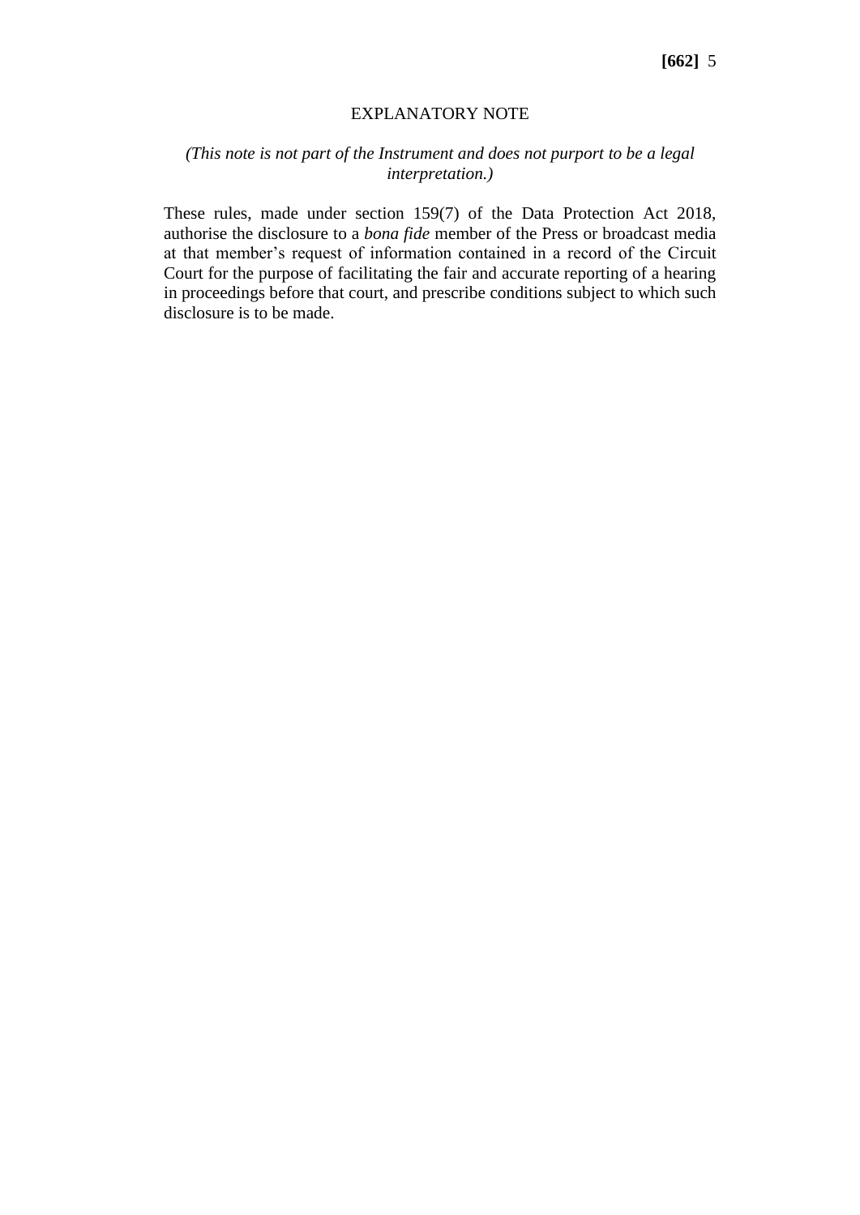## EXPLANATORY NOTE

*(This note is not part of the Instrument and does not purport to be a legal interpretation.)*

These rules, made under section 159(7) of the Data Protection Act 2018, authorise the disclosure to a *bona fide* member of the Press or broadcast media at that member's request of information contained in a record of the Circuit Court for the purpose of facilitating the fair and accurate reporting of a hearing in proceedings before that court, and prescribe conditions subject to which such disclosure is to be made.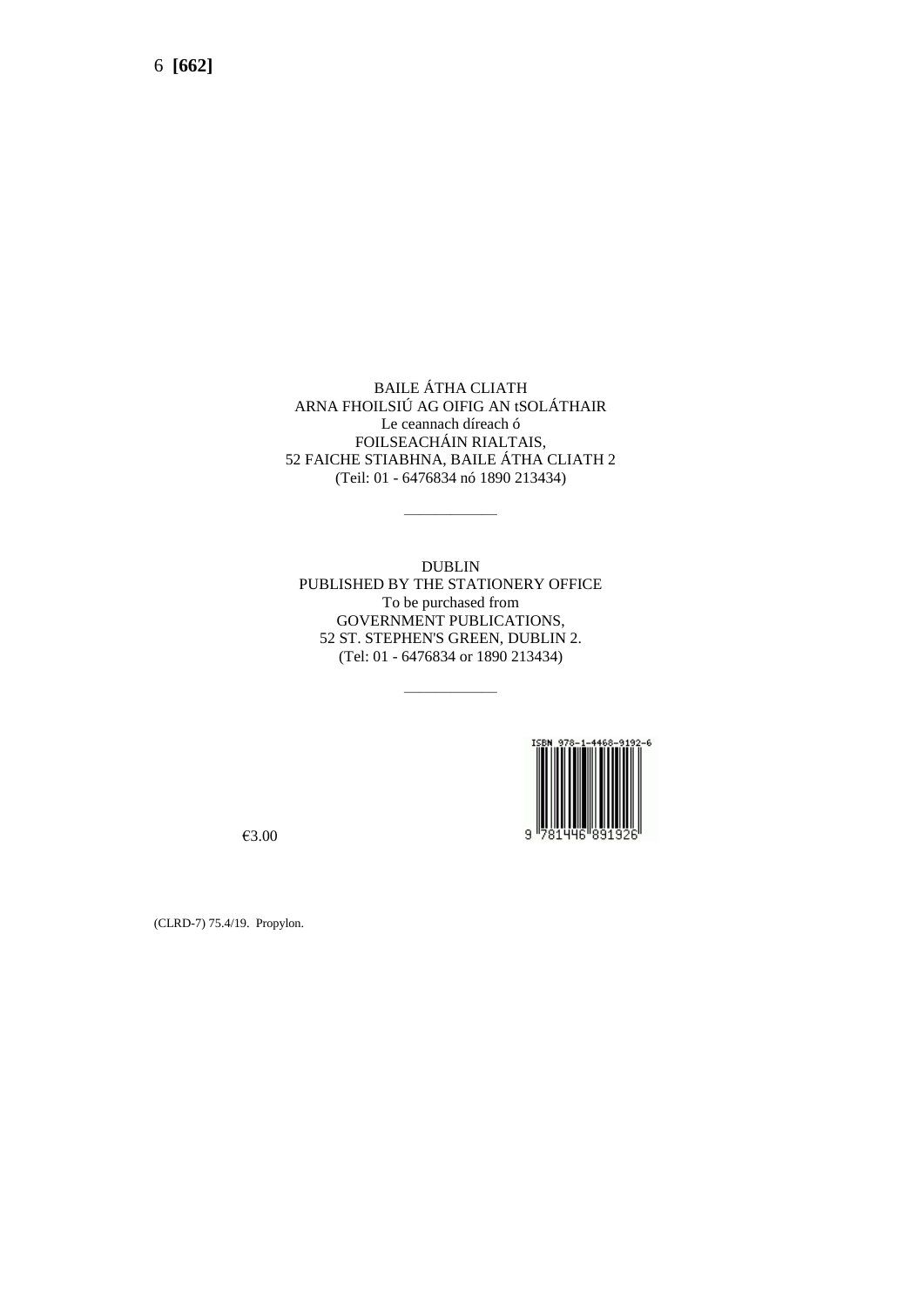**[662]**

BAILE ÁTHA CLIATH
ARNA FHOILSIÚ AG OIFIG AN tSOLÁTHAIR
Le ceannach díreach ó
FOILSEACHÁIN RIALTAIS,
52 FAICHE STIABHNA, BAILE ÁTHA CLIATH 2
(Teil: 01 - 6476834 nó 1890 213434)

---

DUBLIN
PUBLISHED BY THE STATIONERY OFFICE
To be purchased from
GOVERNMENT PUBLICATIONS,
52 ST. STEPHEN'S GREEN, DUBLIN 2.
(Tel: 01 - 6476834 or 1890 213434)

---

ISBN 978-1-4468-9192-6

9 781446 891926

€3.00

(CLRD-7) 75.4/19. Propylon.